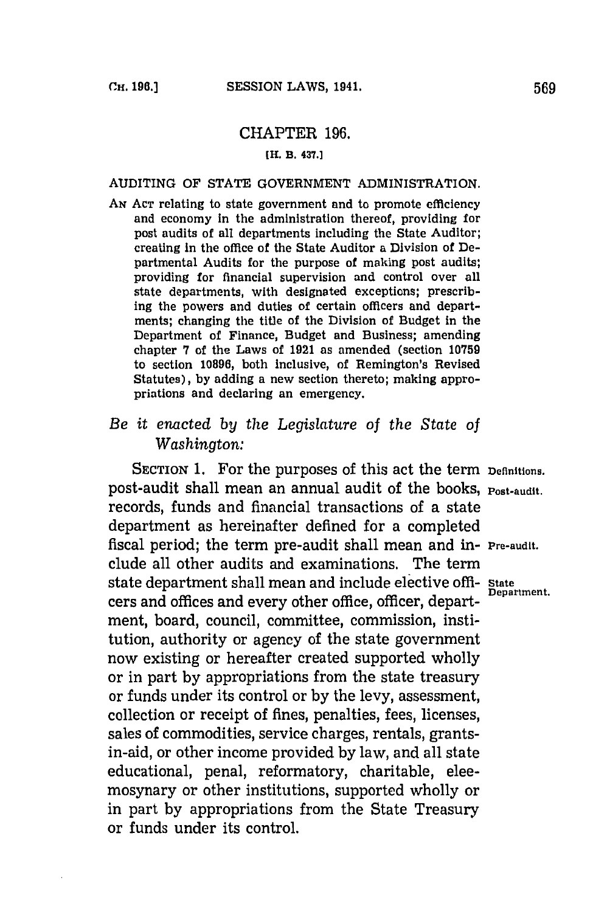# CHAPTER 196.

[H. B. 437.]

## AUDITING OF STATE GOVERNMENT ADMINISTRATION.

AN ACT relating to state government and to promote efficiency and economy in the administration thereof, providing for post audits of all departments including the State Auditor; creating in the office of the State Auditor a Division of Departmental Audits for the purpose of making post audits; providing for financial supervision and control over all state departments, with designated exceptions; prescribing the powers and duties of certain officers and departments; changing the title of the Division of Budget in the Department of Finance, Budget and Business; amending chapter 7 of the Laws of 1921 as amended (section 10759 to section 10896, both inclusive, of Remington's Revised Statutes), by adding a new section thereto; making appropriations and declaring an emergency.

*Be it enacted by the Legislature of the State of Washington:*

SECTION 1. For the purposes of this act the term post-audit shall mean an annual audit of the books, records, funds and financial transactions of a state department as hereinafter defined for a completed fiscal period; the term pre-audit shall mean and include all other audits and examinations. The term state department shall mean and include elective officers and offices and every other office, officer, department, board, council, committee, commission, institution, authority or agency of the state government now existing or hereafter created supported wholly or in part by appropriations from the state treasury or funds under its control or by the levy, assessment, collection or receipt of fines, penalties, fees, licenses, sales of commodities, service charges, rentals, grants-in-aid, or other income provided by law, and all state educational, penal, reformatory, charitable, eleemosynary or other institutions, supported wholly or in part by appropriations from the State Treasury or funds under its control.

Definitions. Post-audit. Pre-audit. State Department.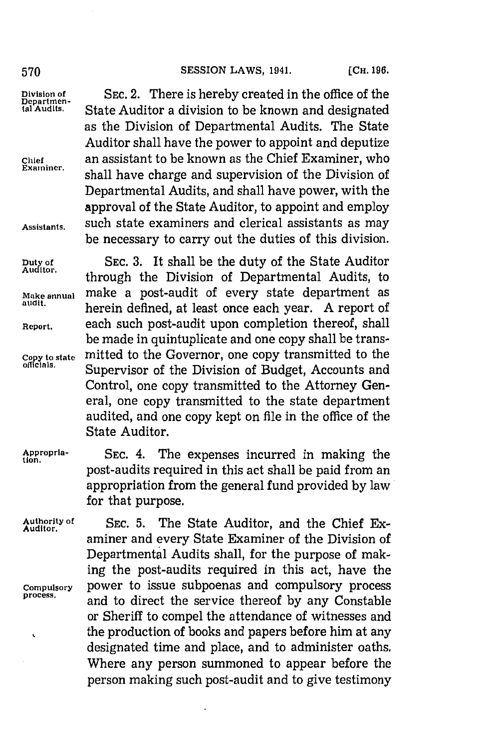SEC. 2. There is hereby created in the office of the State Auditor a division to be known and designated as the Division of Departmental Audits. The State Auditor shall have the power to appoint and deputize an assistant to be known as the Chief Examiner, who shall have charge and supervision of the Division of Departmental Audits, and shall have power, with the approval of the State Auditor, to appoint and employ such state examiners and clerical assistants as may be necessary to carry out the duties of this division.

*Division of Departmental Audits.*

*Chief Examiner.*

*Assistants.*

SEC. 3. It shall be the duty of the State Auditor through the Division of Departmental Audits, to make a post-audit of every state department as herein defined, at least once each year. A report of each such post-audit upon completion thereof, shall be made in quintuplicate and one copy shall be transmitted to the Governor, one copy transmitted to the Supervisor of the Division of Budget, Accounts and Control, one copy transmitted to the Attorney General, one copy transmitted to the state department audited, and one copy kept on file in the office of the State Auditor.

*Duty of Auditor.*

*Make annual audit.*

*Report.*

*Copy to state officials.*

SEC. 4. The expenses incurred in making the post-audits required in this act shall be paid from an appropriation from the general fund provided by law for that purpose.

*Appropriation.*

SEC. 5. The State Auditor, and the Chief Examiner and every State Examiner of the Division of Departmental Audits shall, for the purpose of making the post-audits required in this act, have the power to issue subpoenas and compulsory process and to direct the service thereof by any Constable or Sheriff to compel the attendance of witnesses and the production of books and papers before him at any designated time and place, and to administer oaths. Where any person summoned to appear before the person making such post-audit and to give testimony

*Authority of Auditor.*

*Compulsory process.*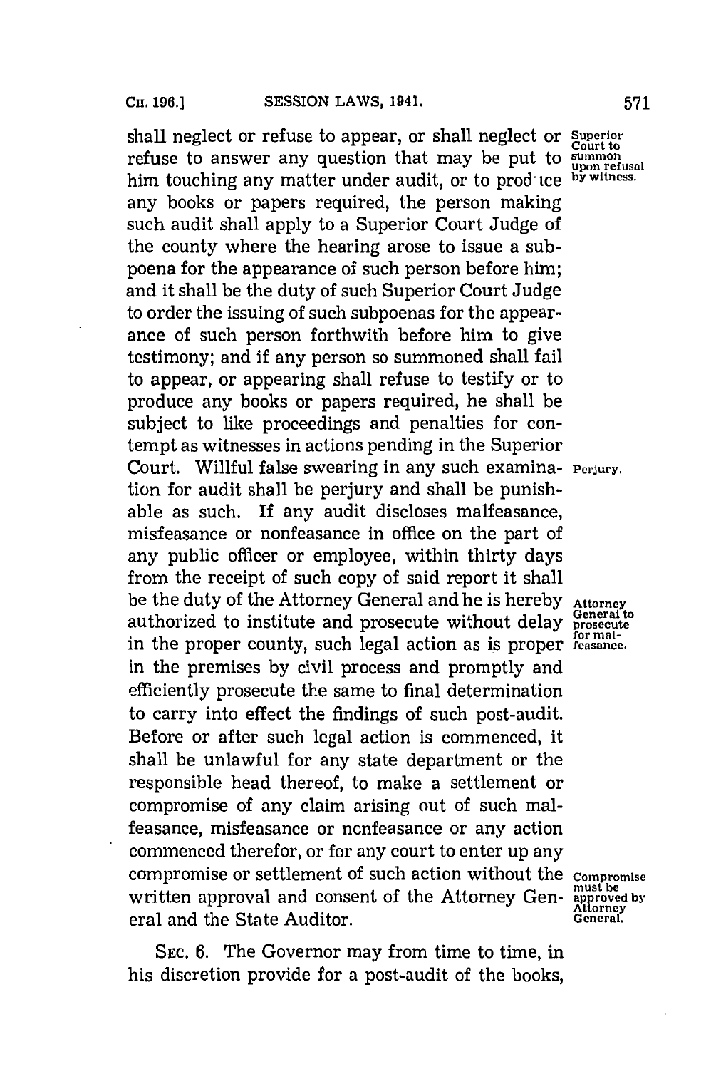shall neglect or refuse to appear, or shall neglect or refuse to answer any question that may be put to him touching any matter under audit, or to produce any books or papers required, the person making such audit shall apply to a Superior Court Judge of the county where the hearing arose to issue a subpoena for the appearance of such person before him; and it shall be the duty of such Superior Court Judge to order the issuing of such subpoenas for the appearance of such person forthwith before him to give testimony; and if any person so summoned shall fail to appear, or appearing shall refuse to testify or to produce any books or papers required, he shall be subject to like proceedings and penalties for contempt as witnesses in actions pending in the Superior Court. Willful false swearing in any such examination for audit shall be perjury and shall be punishable as such. If any audit discloses malfeasance, misfeasance or nonfeasance in office on the part of any public officer or employee, within thirty days from the receipt of such copy of said report it shall be the duty of the Attorney General and he is hereby authorized to institute and prosecute without delay in the proper county, such legal action as is proper in the premises by civil process and promptly and efficiently prosecute the same to final determination to carry into effect the findings of such post-audit. Before or after such legal action is commenced, it shall be unlawful for any state department or the responsible head thereof, to make a settlement or compromise of any claim arising out of such malfeasance, misfeasance or nonfeasance or any action commenced therefor, or for any court to enter up any compromise or settlement of such action without the written approval and consent of the Attorney General and the State Auditor.

*Superior Court to summon upon refusal by witness.*

*Perjury.*

*Attorney General to prosecute for malfeasance.*

*Compromise must be approved by Attorney General.*

SEC. 6. The Governor may from time to time, in his discretion provide for a post-audit of the books,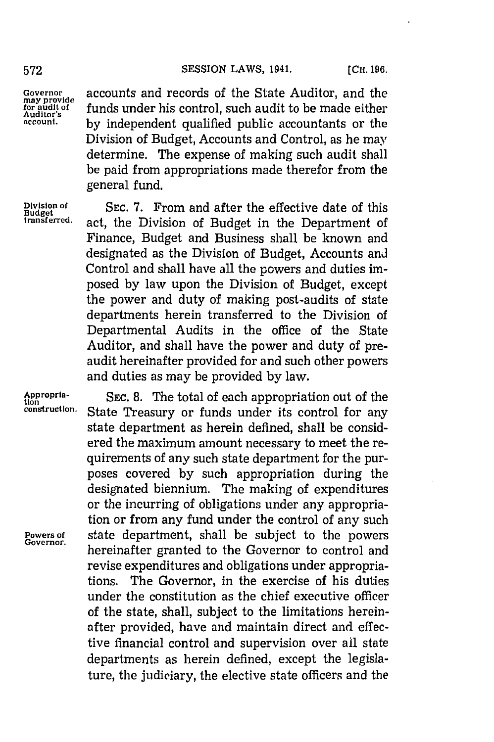accounts and records of the State Auditor, and the funds under his control, such audit to be made either by independent qualified public accountants or the Division of Budget, Accounts and Control, as he may determine. The expense of making such audit shall be paid from appropriations made therefor from the general fund.

Governor may provide for audit of Auditor's account.

SEC. 7. From and after the effective date of this act, the Division of Budget in the Department of Finance, Budget and Business shall be known and designated as the Division of Budget, Accounts and Control and shall have all the powers and duties imposed by law upon the Division of Budget, except the power and duty of making post-audits of state departments herein transferred to the Division of Departmental Audits in the office of the State Auditor, and shall have the power and duty of pre-audit hereinafter provided for and such other powers and duties as may be provided by law.

Division of Budget transferred.

SEC. 8. The total of each appropriation out of the State Treasury or funds under its control for any state department as herein defined, shall be considered the maximum amount necessary to meet the requirements of any such state department for the purposes covered by such appropriation during the designated biennium. The making of expenditures or the incurring of obligations under any appropriation or from any fund under the control of any such state department, shall be subject to the powers hereinafter granted to the Governor to control and revise expenditures and obligations under appropriations. The Governor, in the exercise of his duties under the constitution as the chief executive officer of the state, shall, subject to the limitations hereinafter provided, have and maintain direct and effective financial control and supervision over all state departments as herein defined, except the legislature, the judiciary, the elective state officers and the

Appropriation construction.

Powers of Governor.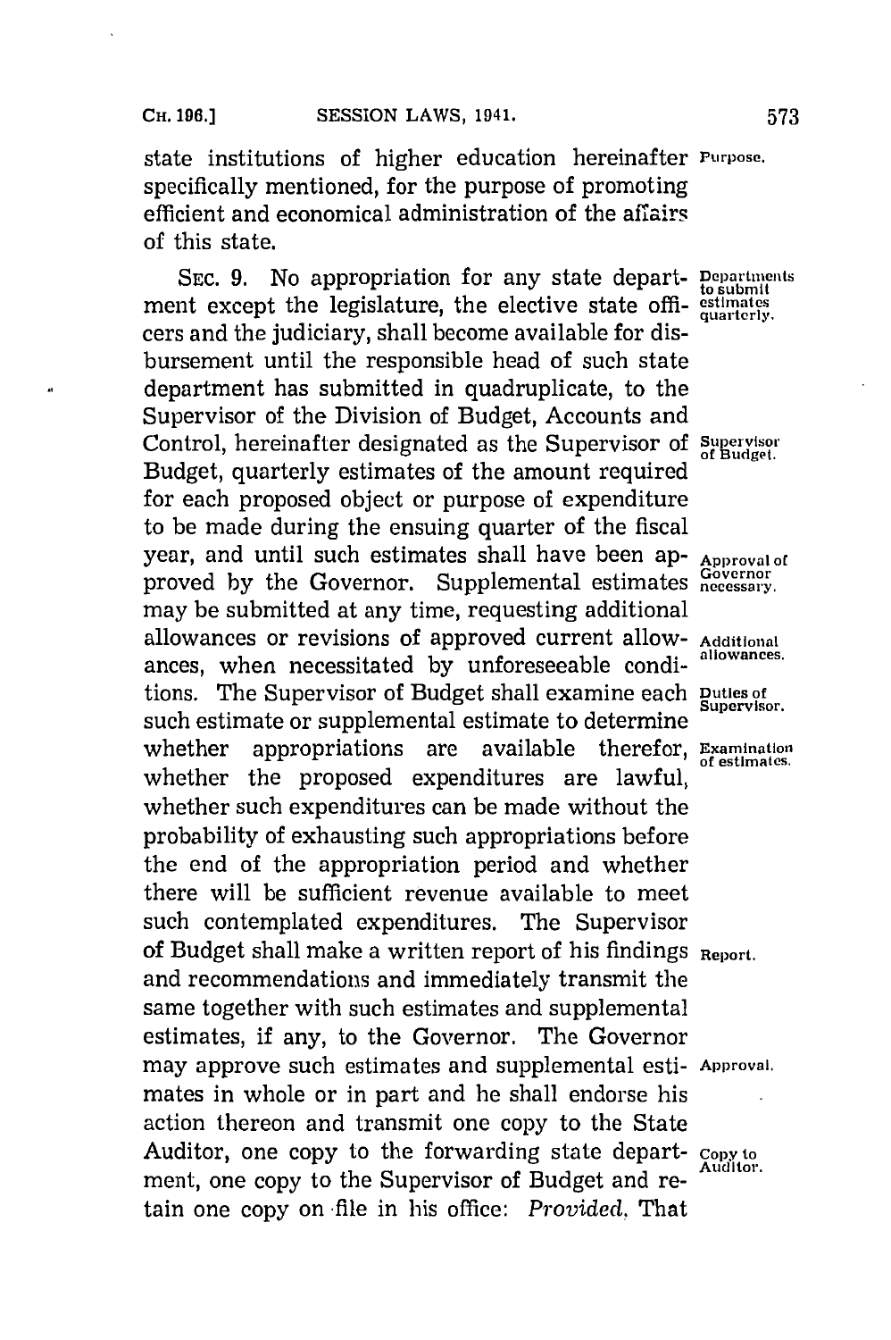state institutions of higher education hereinafter specifically mentioned, for the purpose of promoting efficient and economical administration of the affairs of this state.

Purpose.

SEC. 9. No appropriation for any state department except the legislature, the elective state officers and the judiciary, shall become available for disbursement until the responsible head of such state department has submitted in quadruplicate, to the Supervisor of the Division of Budget, Accounts and Control, hereinafter designated as the Supervisor of Budget, quarterly estimates of the amount required for each proposed object or purpose of expenditure to be made during the ensuing quarter of the fiscal year, and until such estimates shall have been approved by the Governor. Supplemental estimates may be submitted at any time, requesting additional allowances or revisions of approved current allowances, when necessitated by unforeseeable conditions. The Supervisor of Budget shall examine each such estimate or supplemental estimate to determine whether appropriations are available therefor, whether the proposed expenditures are lawful, whether such expenditures can be made without the probability of exhausting such appropriations before the end of the appropriation period and whether there will be sufficient revenue available to meet such contemplated expenditures. The Supervisor of Budget shall make a written report of his findings and recommendations and immediately transmit the same together with such estimates and supplemental estimates, if any, to the Governor. The Governor may approve such estimates and supplemental estimates in whole or in part and he shall endorse his action thereon and transmit one copy to the State Auditor, one copy to the forwarding state department, one copy to the Supervisor of Budget and retain one copy on file in his office: *Provided*, That

Departments to submit estimates quarterly.

Supervisor of Budget.

Approval of Governor necessary.

Additional allowances.

Duties of Supervisor.

Examination of estimates.

Report.

Approval.

Copy to Auditor.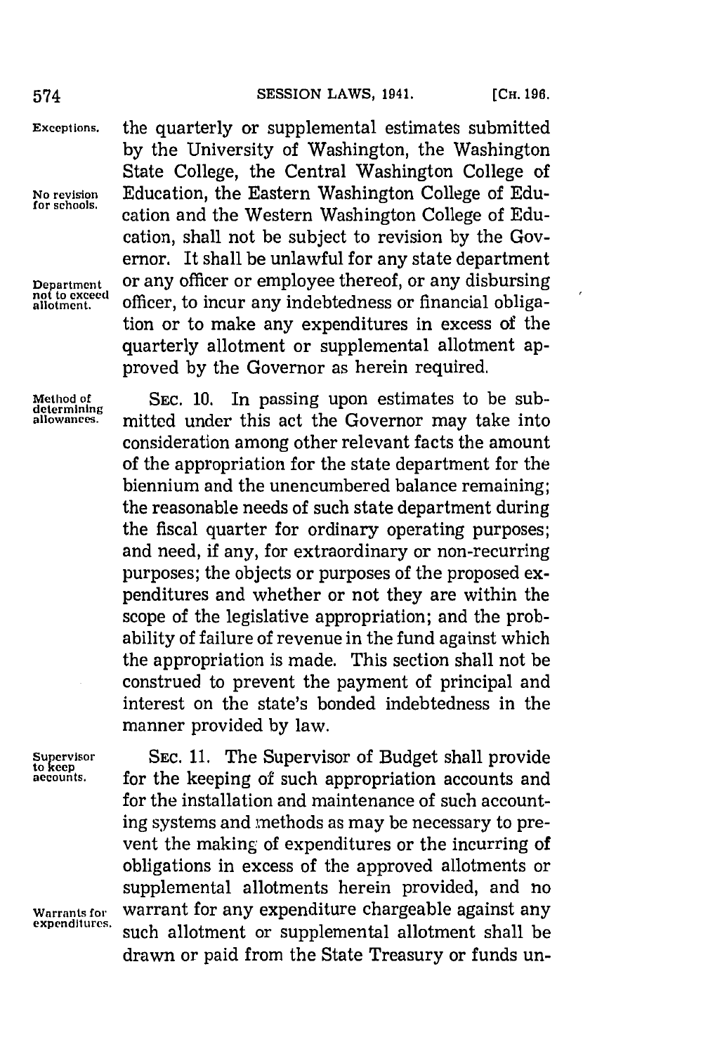**Exceptions.** the quarterly or supplemental estimates submitted by the University of Washington, the Washington State College, the Central Washington College of Education, the Eastern Washington College of Education and the Western Washington College of Education, shall not be subject to revision by the Governor. **No revision for schools.** It shall be unlawful for any state department or any officer or employee thereof, or any disbursing officer, to incur any indebtedness or financial obligation or to make any expenditures in excess of the quarterly allotment or supplemental allotment approved by the Governor as herein required. **Department not to exceed allotment.**

**Method of determining allowances.** SEC. 10. In passing upon estimates to be submitted under this act the Governor may take into consideration among other relevant facts the amount of the appropriation for the state department for the biennium and the unencumbered balance remaining; the reasonable needs of such state department during the fiscal quarter for ordinary operating purposes; and need, if any, for extraordinary or non-recurring purposes; the objects or purposes of the proposed expenditures and whether or not they are within the scope of the legislative appropriation; and the probability of failure of revenue in the fund against which the appropriation is made. This section shall not be construed to prevent the payment of principal and interest on the state's bonded indebtedness in the manner provided by law.

**Supervisor to keep accounts.** SEC. 11. The Supervisor of Budget shall provide for the keeping of such appropriation accounts and for the installation and maintenance of such accounting systems and methods as may be necessary to prevent the making of expenditures or the incurring of obligations in excess of the approved allotments or supplemental allotments herein provided, and no warrant for any expenditure chargeable against any such allotment or supplemental allotment shall be drawn or paid from the State Treasury or funds un- **Warrants for expenditures.**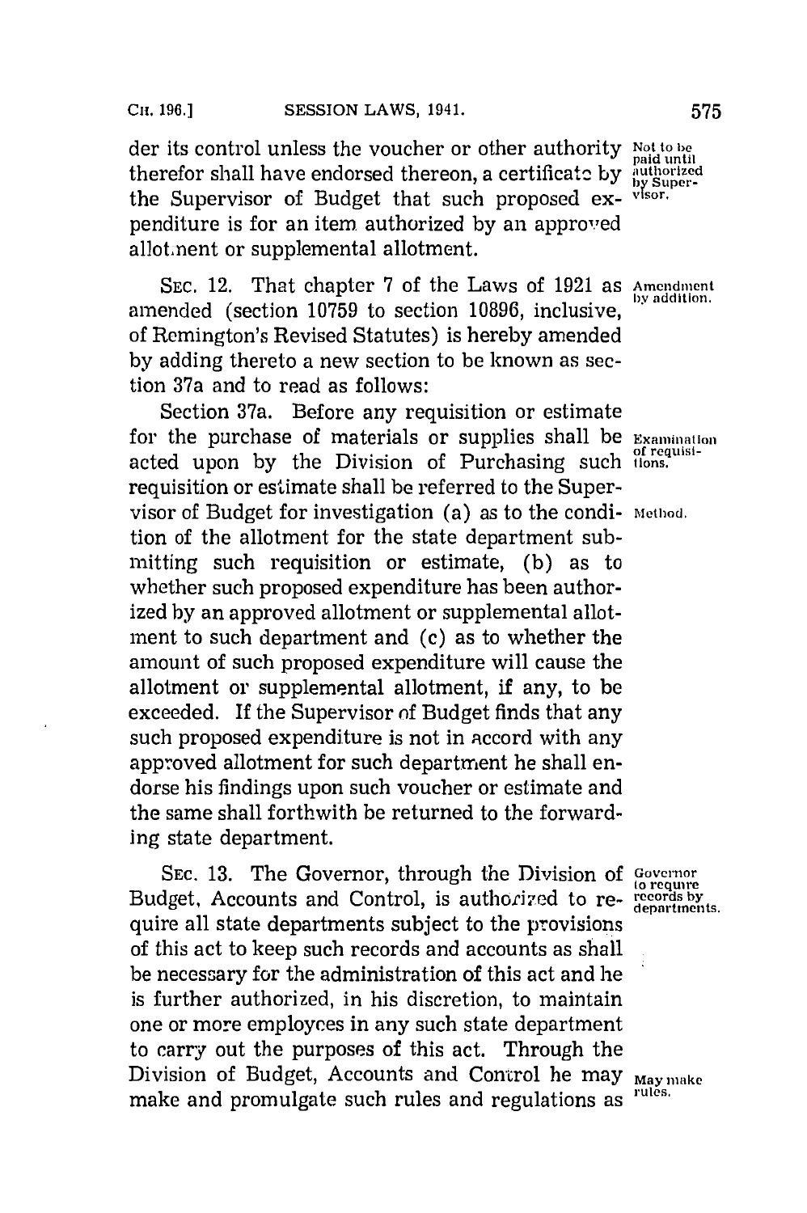der its control unless the voucher or other authority therefor shall have endorsed thereon, a certificate by the Supervisor of Budget that such proposed expenditure is for an item authorized by an approved allotment or supplemental allotment.

Not to be paid until authorized by Supervisor.

SEC. 12. That chapter 7 of the Laws of 1921 as amended (section 10759 to section 10896, inclusive, of Remington's Revised Statutes) is hereby amended by adding thereto a new section to be known as section 37a and to read as follows:

Amendment by addition.

Section 37a. Before any requisition or estimate for the purchase of materials or supplies shall be acted upon by the Division of Purchasing such requisition or estimate shall be referred to the Supervisor of Budget for investigation (a) as to the condition of the allotment for the state department submitting such requisition or estimate, (b) as to whether such proposed expenditure has been authorized by an approved allotment or supplemental allotment to such department and (c) as to whether the amount of such proposed expenditure will cause the allotment or supplemental allotment, if any, to be exceeded. If the Supervisor of Budget finds that any such proposed expenditure is not in accord with any approved allotment for such department he shall endorse his findings upon such voucher or estimate and the same shall forthwith be returned to the forwarding state department.

Examination of requisitions.

Method.

SEC. 13. The Governor, through the Division of Budget, Accounts and Control, is authorized to require all state departments subject to the provisions of this act to keep such records and accounts as shall be necessary for the administration of this act and he is further authorized, in his discretion, to maintain one or more employees in any such state department to carry out the purposes of this act. Through the Division of Budget, Accounts and Control he may make and promulgate such rules and regulations as

Governor to require records by departments.

May make rules.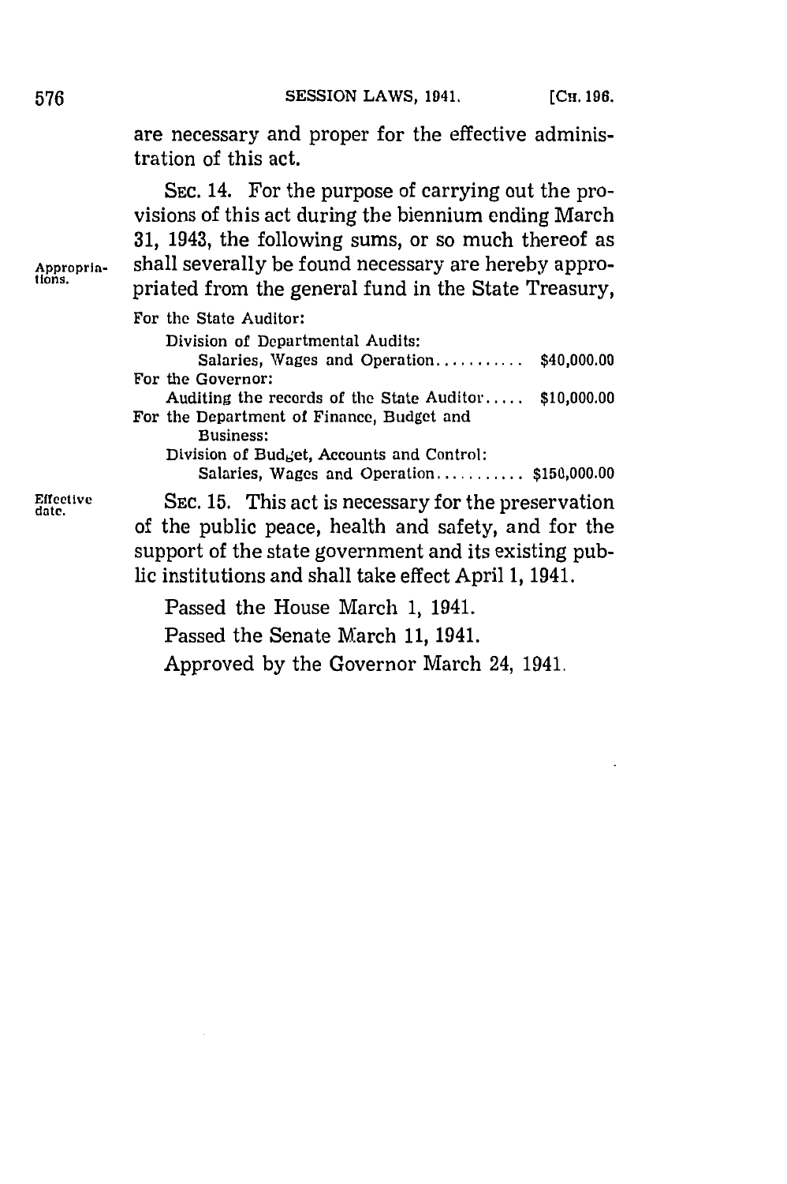are necessary and proper for the effective administration of this act.

Appropriations.

SEC. 14. For the purpose of carrying out the provisions of this act during the biennium ending March 31, 1943, the following sums, or so much thereof as shall severally be found necessary are hereby appropriated from the general fund in the State Treasury,

For the State Auditor:
Division of Departmental Audits:
Salaries, Wages and Operation........... $40,000.00

For the Governor:
Auditing the records of the State Auditor..... $10,000.00

For the Department of Finance, Budget and Business:
Division of Budget, Accounts and Control:
Salaries, Wages and Operation........... $150,000.00

Effective date.

SEC. 15. This act is necessary for the preservation of the public peace, health and safety, and for the support of the state government and its existing public institutions and shall take effect April 1, 1941.

Passed the House March 1, 1941.

Passed the Senate March 11, 1941.

Approved by the Governor March 24, 1941.